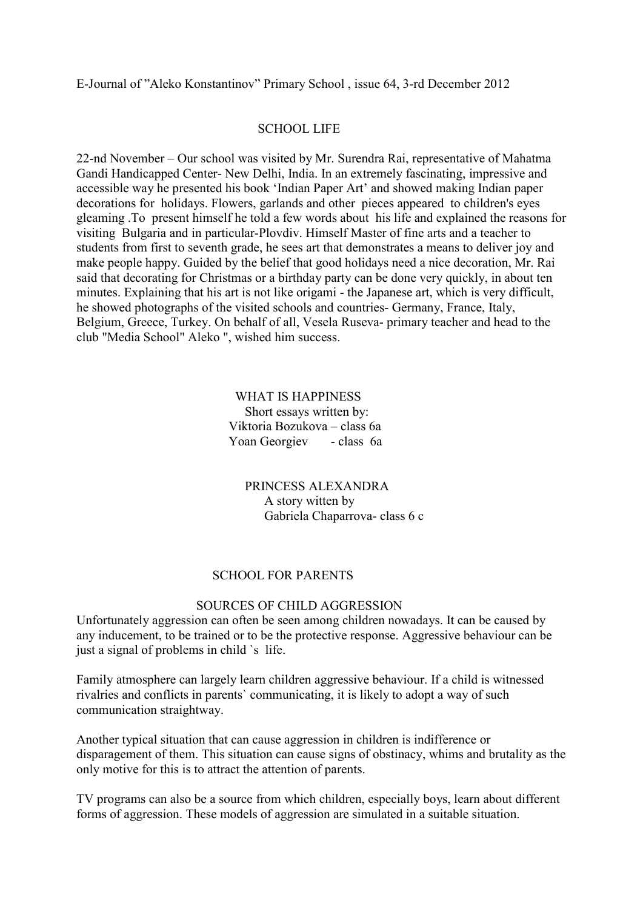E-Journal of ”Aleko Konstantinov” Primary School , issue 64, 3-rd December 2012

## SCHOOL LIFE

22-nd November – Our school was visited by Mr. Surendra Rai, representative of Mahatma Gandi Handicapped Center- New Delhi, India. In an extremely fascinating, impressive and accessible way he presented his book ‘Indian Paper Art’ and showed making Indian paper decorations for holidays. Flowers, garlands and other pieces appeared to children's eyes gleaming .To present himself he told a few words about his life and explained the reasons for visiting Bulgaria and in particular-Plovdiv. Himself Master of fine arts and a teacher to students from first to seventh grade, he sees art that demonstrates a means to deliver joy and make people happy. Guided by the belief that good holidays need a nice decoration, Mr. Rai said that decorating for Christmas or a birthday party can be done very quickly, in about ten minutes. Explaining that his art is not like origami - the Japanese art, which is very difficult, he showed photographs of the visited schools and countries- Germany, France, Italy, Belgium, Greece, Turkey. On behalf of all, Vesela Ruseva- primary teacher and head to the club "Media School" Aleko ", wished him success.

### WHAT IS HAPPINESS

Short essays written by:
Viktoria Bozukova – class 6a
Yoan Georgiev - class 6a

### PRINCESS ALEXANDRA

A story witten by
Gabriela Chaparrova- class 6 c

## SCHOOL FOR PARENTS

### SOURCES OF CHILD AGGRESSION

Unfortunately aggression can often be seen among children nowadays. It can be caused by any inducement, to be trained or to be the protective response. Aggressive behaviour can be just a signal of problems in child `s life.

Family atmosphere can largely learn children aggressive behaviour. If a child is witnessed rivalries and conflicts in parents` communicating, it is likely to adopt a way of such communication straightway.

Another typical situation that can cause aggression in children is indifference or disparagement of them. This situation can cause signs of obstinacy, whims and brutality as the only motive for this is to attract the attention of parents.

TV programs can also be a source from which children, especially boys, learn about different forms of aggression. These models of aggression are simulated in a suitable situation.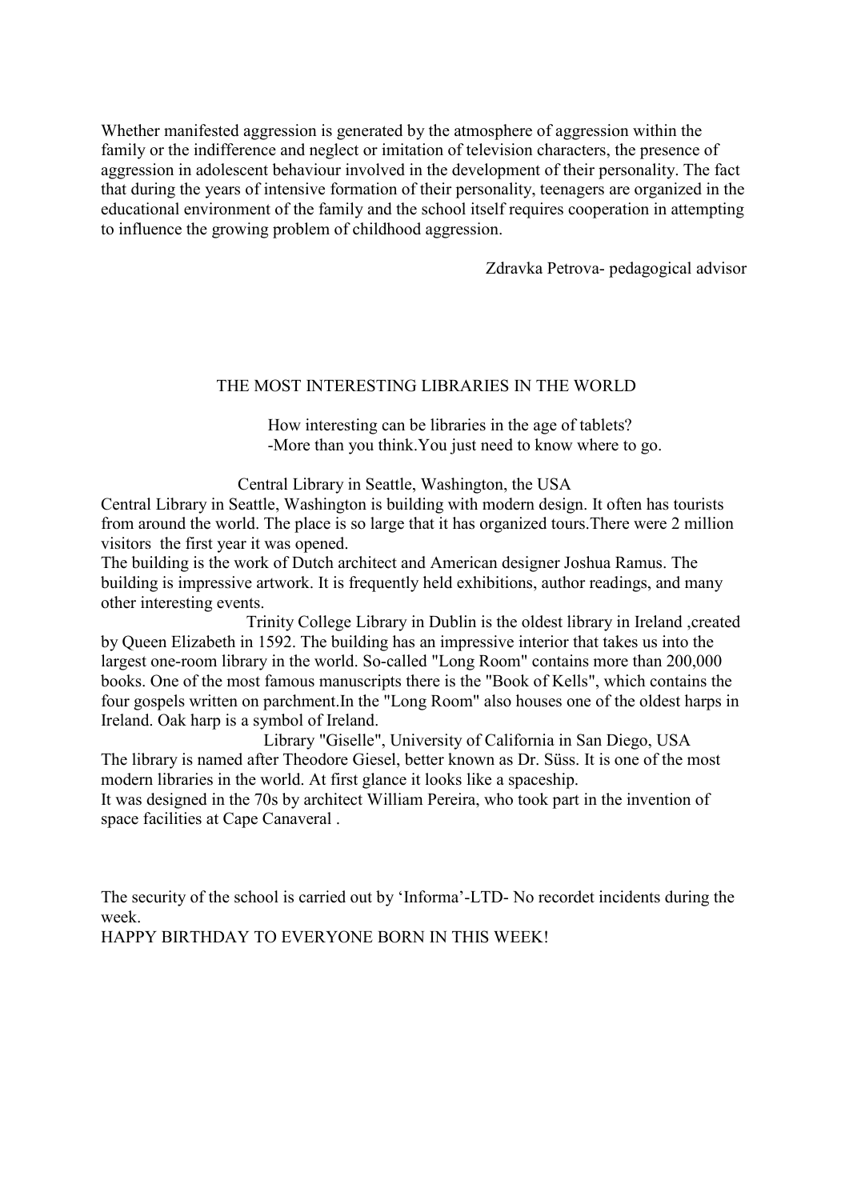Whether manifested aggression is generated by the atmosphere of aggression within the family or the indifference and neglect or imitation of television characters, the presence of aggression in adolescent behaviour involved in the development of their personality. The fact that during the years of intensive formation of their personality, teenagers are organized in the educational environment of the family and the school itself requires cooperation in attempting to influence the growing problem of childhood aggression.

Zdravka Petrova- pedagogical advisor

## THE MOST INTERESTING LIBRARIES IN THE WORLD

How interesting can be libraries in the age of tablets?
-More than you think.You just need to know where to go.

### Central Library in Seattle, Washington, the USA

Central Library in Seattle, Washington is building with modern design. It often has tourists from around the world. The place is so large that it has organized tours.There were 2 million visitors the first year it was opened.

The building is the work of Dutch architect and American designer Joshua Ramus. The building is impressive artwork. It is frequently held exhibitions, author readings, and many other interesting events.

Trinity College Library in Dublin is the oldest library in Ireland ,created by Queen Elizabeth in 1592. The building has an impressive interior that takes us into the largest one-room library in the world. So-called "Long Room" contains more than 200,000 books. One of the most famous manuscripts there is the "Book of Kells", which contains the four gospels written on parchment.In the "Long Room" also houses one of the oldest harps in Ireland. Oak harp is a symbol of Ireland.

### Library "Giselle", University of California in San Diego, USA

The library is named after Theodore Giesel, better known as Dr. Süss. It is one of the most modern libraries in the world. At first glance it looks like a spaceship.

It was designed in the 70s by architect William Pereira, who took part in the invention of space facilities at Cape Canaveral .

The security of the school is carried out by 'Informa'-LTD- No recordet incidents during the week.

HAPPY BIRTHDAY TO EVERYONE BORN IN THIS WEEK!